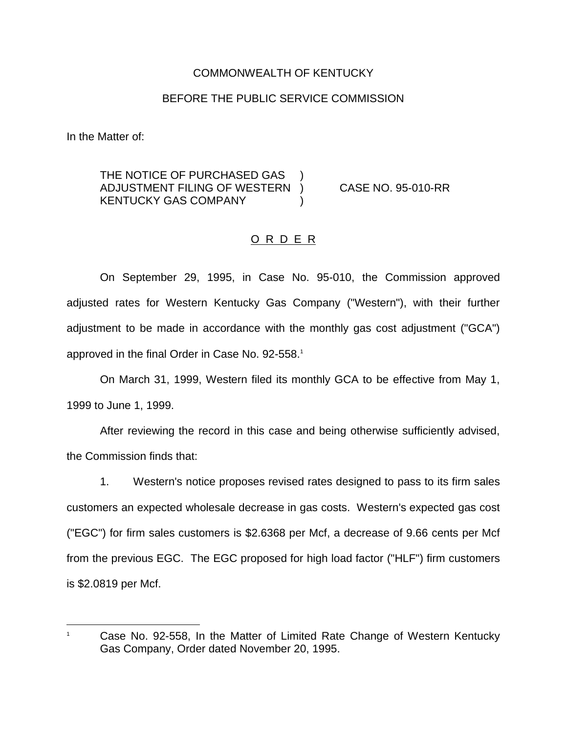COMMONWEALTH OF KENTUCKY

BEFORE THE PUBLIC SERVICE COMMISSION

In the Matter of:

THE NOTICE OF PURCHASED GAS ADJUSTMENT FILING OF WESTERN KENTUCKY GAS COMPANY ) CASE NO. 95-010-RR

O R D E R

On September 29, 1995, in Case No. 95-010, the Commission approved adjusted rates for Western Kentucky Gas Company ("Western"), with their further adjustment to be made in accordance with the monthly gas cost adjustment ("GCA") approved in the final Order in Case No. 92-558.[1]

On March 31, 1999, Western filed its monthly GCA to be effective from May 1, 1999 to June 1, 1999.

After reviewing the record in this case and being otherwise sufficiently advised, the Commission finds that:

1. Western's notice proposes revised rates designed to pass to its firm sales customers an expected wholesale decrease in gas costs. Western's expected gas cost ("EGC") for firm sales customers is $2.6368 per Mcf, a decrease of 9.66 cents per Mcf from the previous EGC. The EGC proposed for high load factor ("HLF") firm customers is $2.0819 per Mcf.

---

[1] Case No. 92-558, In the Matter of Limited Rate Change of Western Kentucky Gas Company, Order dated November 20, 1995.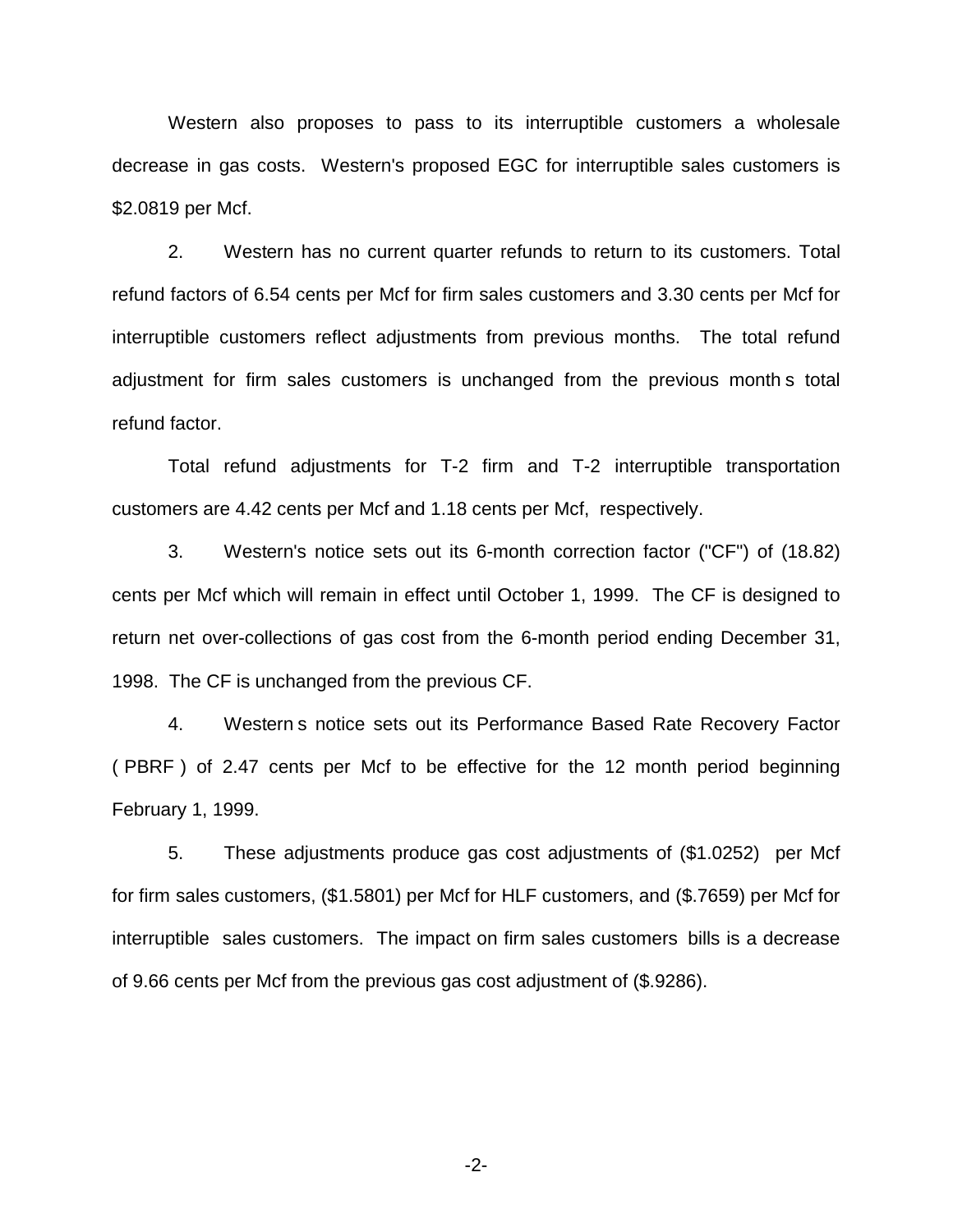Western also proposes to pass to its interruptible customers a wholesale decrease in gas costs. Western's proposed EGC for interruptible sales customers is $2.0819 per Mcf.

2. Western has no current quarter refunds to return to its customers. Total refund factors of 6.54 cents per Mcf for firm sales customers and 3.30 cents per Mcf for interruptible customers reflect adjustments from previous months. The total refund adjustment for firm sales customers is unchanged from the previous month s total refund factor.

Total refund adjustments for T-2 firm and T-2 interruptible transportation customers are 4.42 cents per Mcf and 1.18 cents per Mcf, respectively.

3. Western's notice sets out its 6-month correction factor ("CF") of (18.82) cents per Mcf which will remain in effect until October 1, 1999. The CF is designed to return net over-collections of gas cost from the 6-month period ending December 31, 1998. The CF is unchanged from the previous CF.

4. Western s notice sets out its Performance Based Rate Recovery Factor ( PBRF ) of 2.47 cents per Mcf to be effective for the 12 month period beginning February 1, 1999.

5. These adjustments produce gas cost adjustments of ($1.0252) per Mcf for firm sales customers, ($1.5801) per Mcf for HLF customers, and ($.7659) per Mcf for interruptible sales customers. The impact on firm sales customers bills is a decrease of 9.66 cents per Mcf from the previous gas cost adjustment of ($.9286).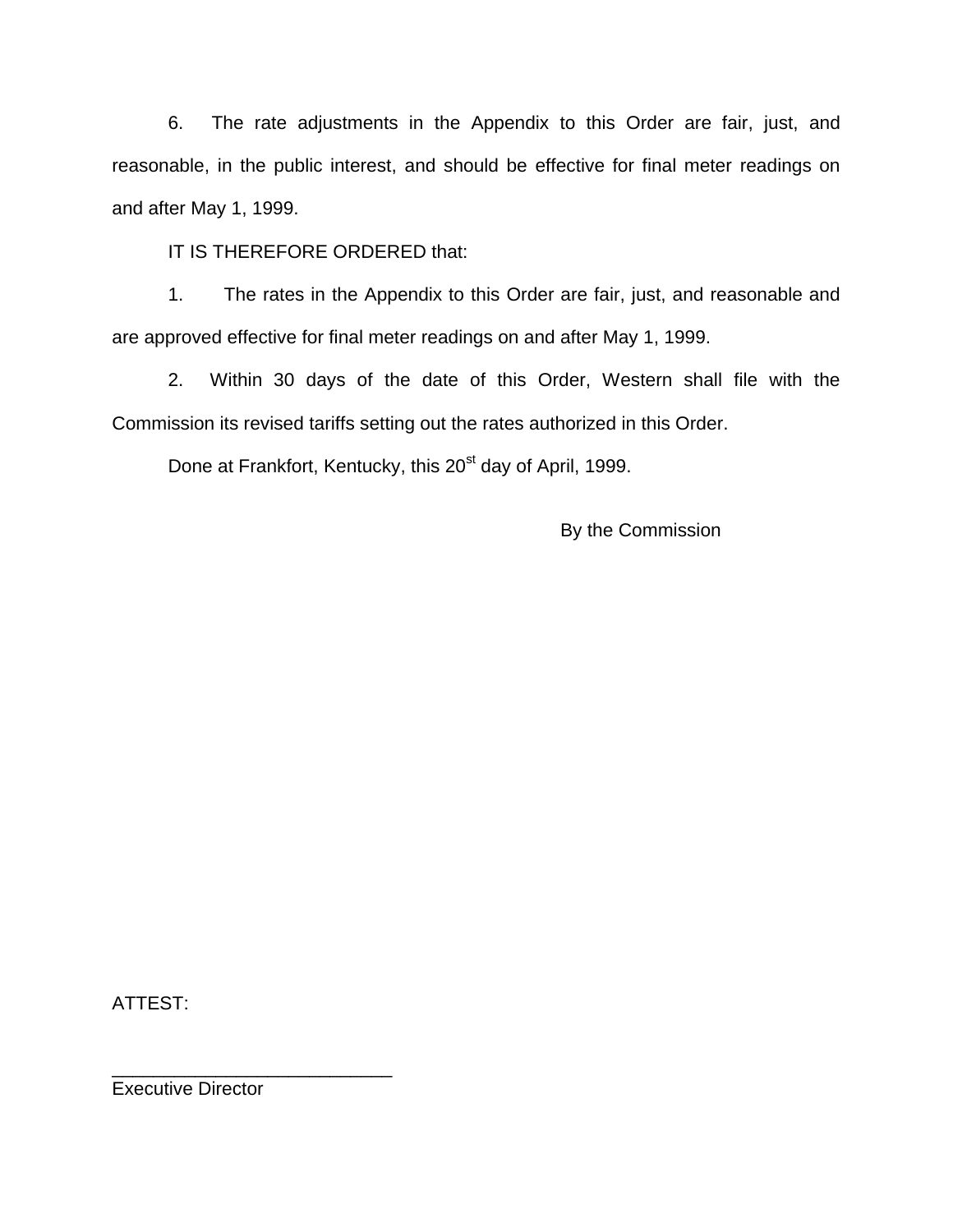6. The rate adjustments in the Appendix to this Order are fair, just, and reasonable, in the public interest, and should be effective for final meter readings on and after May 1, 1999.

IT IS THEREFORE ORDERED that:

1. The rates in the Appendix to this Order are fair, just, and reasonable and are approved effective for final meter readings on and after May 1, 1999.

2. Within 30 days of the date of this Order, Western shall file with the Commission its revised tariffs setting out the rates authorized in this Order.

Done at Frankfort, Kentucky, this 20st day of April, 1999.

By the Commission

ATTEST:

___________________________

Executive Director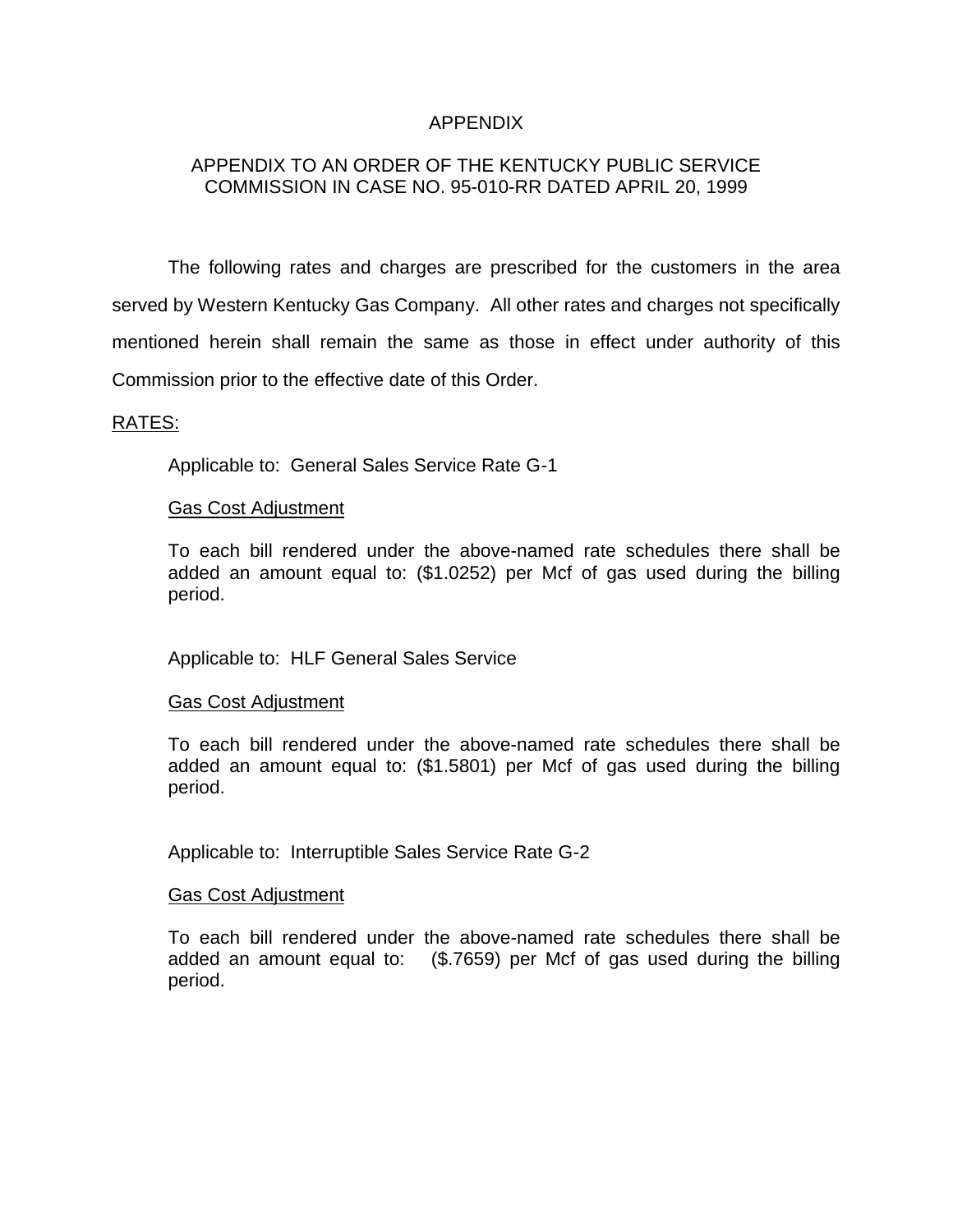# APPENDIX

## APPENDIX TO AN ORDER OF THE KENTUCKY PUBLIC SERVICE COMMISSION IN CASE NO. 95-010-RR DATED APRIL 20, 1999

The following rates and charges are prescribed for the customers in the area served by Western Kentucky Gas Company. All other rates and charges not specifically mentioned herein shall remain the same as those in effect under authority of this Commission prior to the effective date of this Order.

RATES:

Applicable to: General Sales Service Rate G-1

Gas Cost Adjustment

To each bill rendered under the above-named rate schedules there shall be added an amount equal to: ($1.0252) per Mcf of gas used during the billing period.

Applicable to: HLF General Sales Service

Gas Cost Adjustment

To each bill rendered under the above-named rate schedules there shall be added an amount equal to: ($1.5801) per Mcf of gas used during the billing period.

Applicable to: Interruptible Sales Service Rate G-2

Gas Cost Adjustment

To each bill rendered under the above-named rate schedules there shall be added an amount equal to: ($.7659) per Mcf of gas used during the billing period.